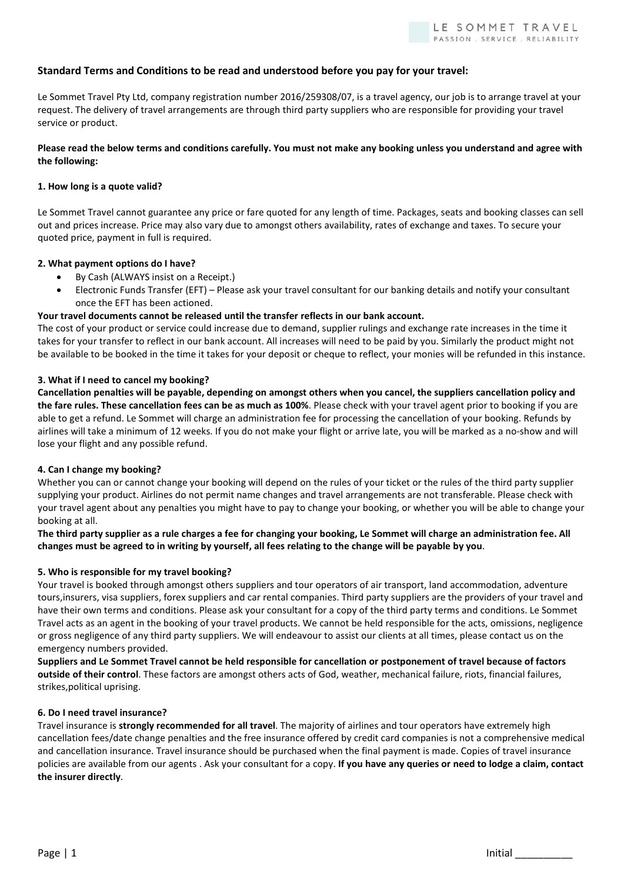**Standard Terms and Conditions to be read and understood before you pay for your travel:**

Le Sommet Travel Pty Ltd, company registration number 2016/259308/07, is a travel agency, our job is to arrange travel at your request. The delivery of travel arrangements are through third party suppliers who are responsible for providing your travel service or product.

**Please read the below terms and conditions carefully. You must not make any booking unless you understand and agree with the following:**

**1. How long is a quote valid?**

Le Sommet Travel cannot guarantee any price or fare quoted for any length of time. Packages, seats and booking classes can sell out and prices increase. Price may also vary due to amongst others availability, rates of exchange and taxes. To secure your quoted price, payment in full is required.

**2. What payment options do I have?**

- By Cash (ALWAYS insist on a Receipt.)
- Electronic Funds Transfer (EFT) – Please ask your travel consultant for our banking details and notify your consultant once the EFT has been actioned.

**Your travel documents cannot be released until the transfer reflects in our bank account.**

The cost of your product or service could increase due to demand, supplier rulings and exchange rate increases in the time it takes for your transfer to reflect in our bank account. All increases will need to be paid by you. Similarly the product might not be available to be booked in the time it takes for your deposit or cheque to reflect, your monies will be refunded in this instance.

**3. What if I need to cancel my booking?**

**Cancellation penalties will be payable, depending on amongst others when you cancel, the suppliers cancellation policy and the fare rules. These cancellation fees can be as much as 100%**. Please check with your travel agent prior to booking if you are able to get a refund. Le Sommet will charge an administration fee for processing the cancellation of your booking. Refunds by airlines will take a minimum of 12 weeks. If you do not make your flight or arrive late, you will be marked as a no-show and will lose your flight and any possible refund.

**4. Can I change my booking?**

Whether you can or cannot change your booking will depend on the rules of your ticket or the rules of the third party supplier supplying your product. Airlines do not permit name changes and travel arrangements are not transferable. Please check with your travel agent about any penalties you might have to pay to change your booking, or whether you will be able to change your booking at all.

**The third party supplier as a rule charges a fee for changing your booking, Le Sommet will charge an administration fee. All changes must be agreed to in writing by yourself, all fees relating to the change will be payable by you**.

**5. Who is responsible for my travel booking?**

Your travel is booked through amongst others suppliers and tour operators of air transport, land accommodation, adventure tours,insurers, visa suppliers, forex suppliers and car rental companies. Third party suppliers are the providers of your travel and have their own terms and conditions. Please ask your consultant for a copy of the third party terms and conditions. Le Sommet Travel acts as an agent in the booking of your travel products. We cannot be held responsible for the acts, omissions, negligence or gross negligence of any third party suppliers. We will endeavour to assist our clients at all times, please contact us on the emergency numbers provided.

**Suppliers and Le Sommet Travel cannot be held responsible for cancellation or postponement of travel because of factors outside of their control**. These factors are amongst others acts of God, weather, mechanical failure, riots, financial failures, strikes,political uprising.

**6. Do I need travel insurance?**

Travel insurance is **strongly recommended for all travel**. The majority of airlines and tour operators have extremely high cancellation fees/date change penalties and the free insurance offered by credit card companies is not a comprehensive medical and cancellation insurance. Travel insurance should be purchased when the final payment is made. Copies of travel insurance policies are available from our agents . Ask your consultant for a copy. **If you have any queries or need to lodge a claim, contact the insurer directly**.

Initial __________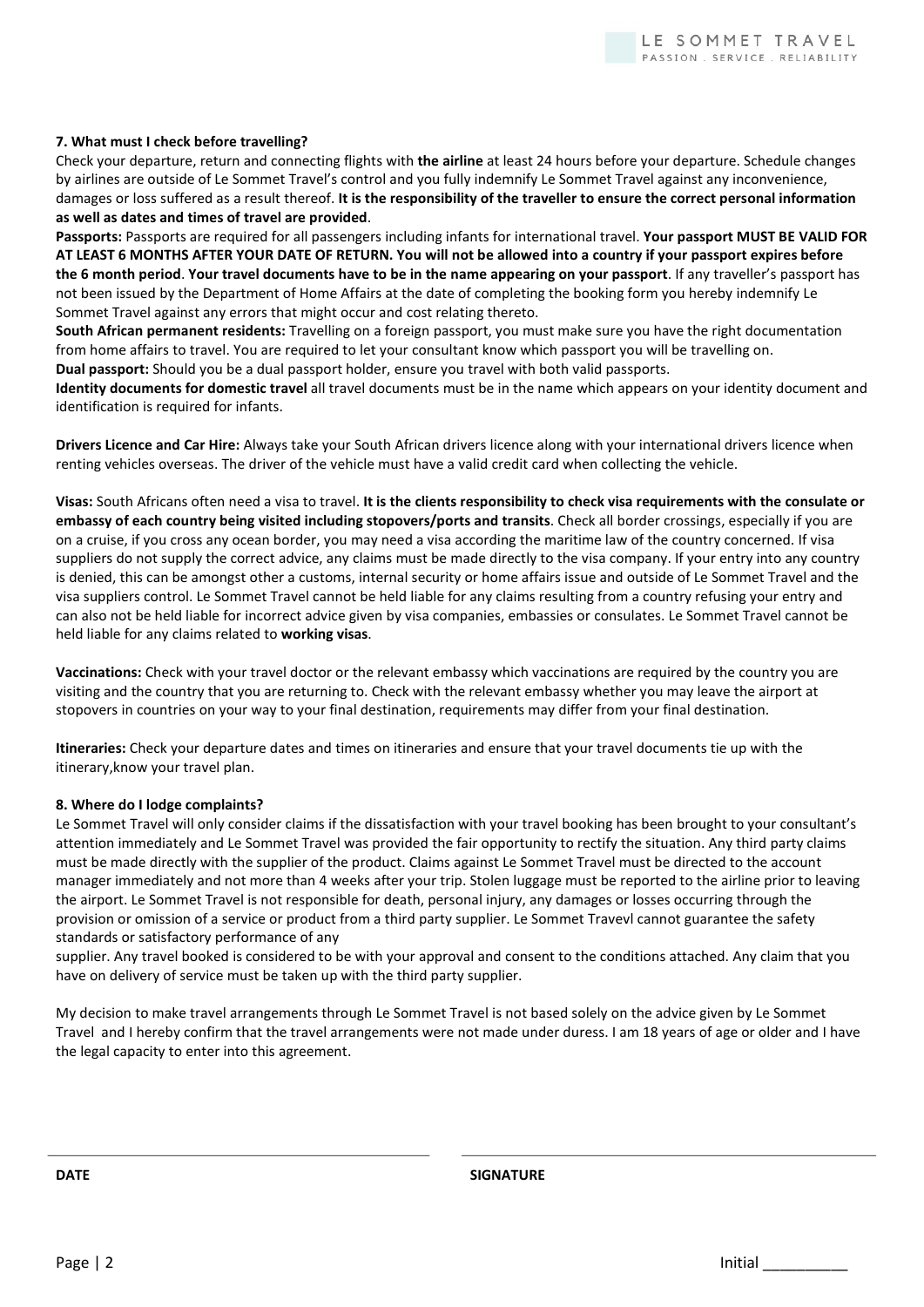**7. What must I check before travelling?**

Check your departure, return and connecting flights with **the airline** at least 24 hours before your departure. Schedule changes by airlines are outside of Le Sommet Travel's control and you fully indemnify Le Sommet Travel against any inconvenience, damages or loss suffered as a result thereof. **It is the responsibility of the traveller to ensure the correct personal information as well as dates and times of travel are provided**.

**Passports:** Passports are required for all passengers including infants for international travel. **Your passport MUST BE VALID FOR AT LEAST 6 MONTHS AFTER YOUR DATE OF RETURN. You will not be allowed into a country if your passport expires before the 6 month period**. **Your travel documents have to be in the name appearing on your passport**. If any traveller's passport has not been issued by the Department of Home Affairs at the date of completing the booking form you hereby indemnify Le Sommet Travel against any errors that might occur and cost relating thereto.

**South African permanent residents:** Travelling on a foreign passport, you must make sure you have the right documentation from home affairs to travel. You are required to let your consultant know which passport you will be travelling on.

**Dual passport:** Should you be a dual passport holder, ensure you travel with both valid passports.

**Identity documents for domestic travel** all travel documents must be in the name which appears on your identity document and identification is required for infants.

**Drivers Licence and Car Hire:** Always take your South African drivers licence along with your international drivers licence when renting vehicles overseas. The driver of the vehicle must have a valid credit card when collecting the vehicle.

**Visas:** South Africans often need a visa to travel. **It is the clients responsibility to check visa requirements with the consulate or embassy of each country being visited including stopovers/ports and transits**. Check all border crossings, especially if you are on a cruise, if you cross any ocean border, you may need a visa according the maritime law of the country concerned. If visa suppliers do not supply the correct advice, any claims must be made directly to the visa company. If your entry into any country is denied, this can be amongst other a customs, internal security or home affairs issue and outside of Le Sommet Travel and the visa suppliers control. Le Sommet Travel cannot be held liable for any claims resulting from a country refusing your entry and can also not be held liable for incorrect advice given by visa companies, embassies or consulates. Le Sommet Travel cannot be held liable for any claims related to **working visas**.

**Vaccinations:** Check with your travel doctor or the relevant embassy which vaccinations are required by the country you are visiting and the country that you are returning to. Check with the relevant embassy whether you may leave the airport at stopovers in countries on your way to your final destination, requirements may differ from your final destination.

**Itineraries:** Check your departure dates and times on itineraries and ensure that your travel documents tie up with the itinerary,know your travel plan.

**8. Where do I lodge complaints?**

Le Sommet Travel will only consider claims if the dissatisfaction with your travel booking has been brought to your consultant's attention immediately and Le Sommet Travel was provided the fair opportunity to rectify the situation. Any third party claims must be made directly with the supplier of the product. Claims against Le Sommet Travel must be directed to the account manager immediately and not more than 4 weeks after your trip. Stolen luggage must be reported to the airline prior to leaving the airport. Le Sommet Travel is not responsible for death, personal injury, any damages or losses occurring through the provision or omission of a service or product from a third party supplier. Le Sommet Travevl cannot guarantee the safety standards or satisfactory performance of any supplier. Any travel booked is considered to be with your approval and consent to the conditions attached. Any claim that you have on delivery of service must be taken up with the third party supplier.

My decision to make travel arrangements through Le Sommet Travel is not based solely on the advice given by Le Sommet Travel and I hereby confirm that the travel arrangements were not made under duress. I am 18 years of age or older and I have the legal capacity to enter into this agreement.

**DATE** ______________________ **SIGNATURE** ______________________

Initial __________